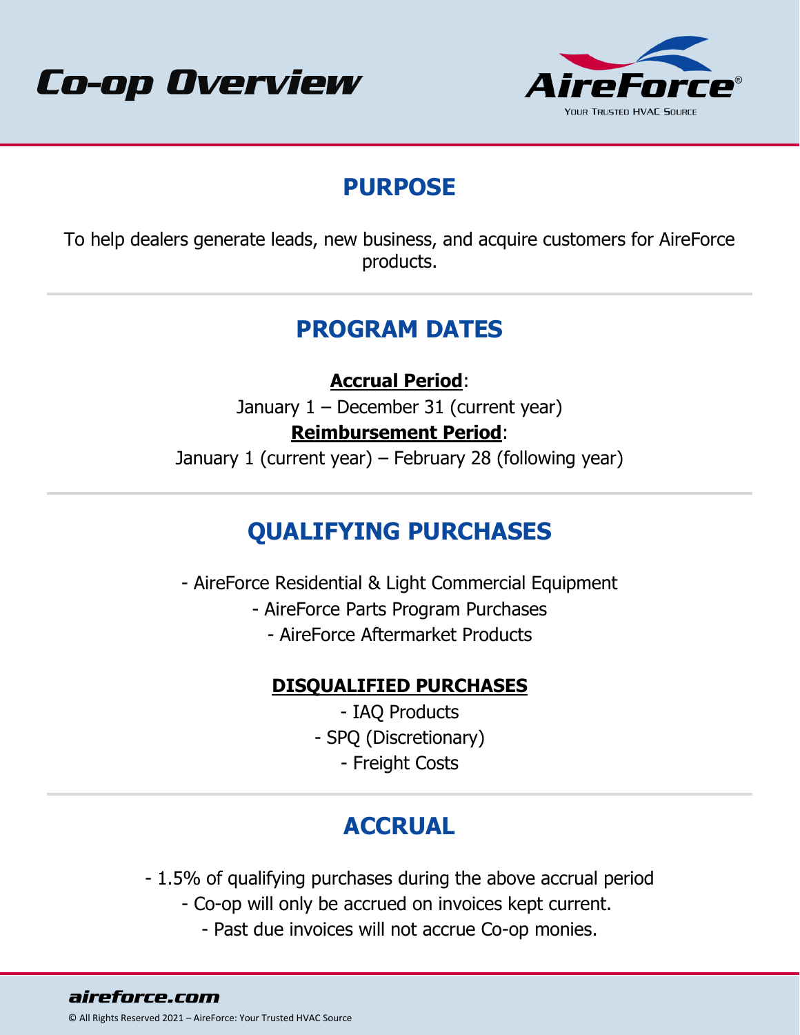# Co-op Overview

AireForce®
YOUR TRUSTED HVAC SOURCE

## PURPOSE

To help dealers generate leads, new business, and acquire customers for AireForce products.

## PROGRAM DATES

**Accrual Period**:
January 1 – December 31 (current year)

**Reimbursement Period**:
January 1 (current year) – February 28 (following year)

## QUALIFYING PURCHASES

- AireForce Residential & Light Commercial Equipment
- AireForce Parts Program Purchases
- AireForce Aftermarket Products

### DISQUALIFIED PURCHASES

- IAQ Products
- SPQ (Discretionary)
- Freight Costs

## ACCRUAL

- 1.5% of qualifying purchases during the above accrual period
- Co-op will only be accrued on invoices kept current.
- Past due invoices will not accrue Co-op monies.

aireforce.com

© All Rights Reserved 2021 – AireForce: Your Trusted HVAC Source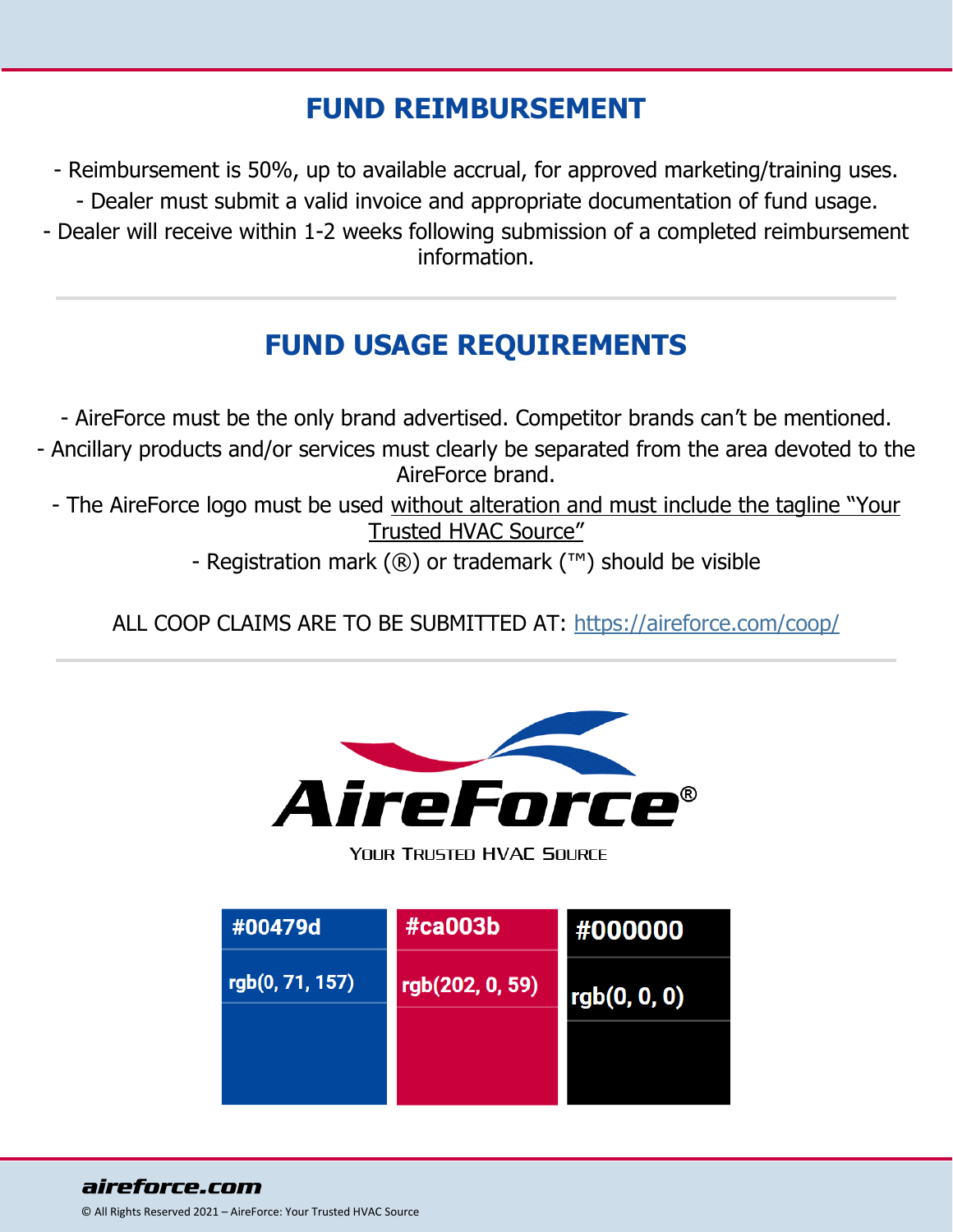# FUND REIMBURSEMENT

- Reimbursement is 50%, up to available accrual, for approved marketing/training uses.
- Dealer must submit a valid invoice and appropriate documentation of fund usage.
- Dealer will receive within 1-2 weeks following submission of a completed reimbursement information.

# FUND USAGE REQUIREMENTS

- AireForce must be the only brand advertised. Competitor brands can't be mentioned.
- Ancillary products and/or services must clearly be separated from the area devoted to the AireForce brand.
- The AireForce logo must be used without alteration and must include the tagline "Your Trusted HVAC Source"
- Registration mark (®) or trademark (™) should be visible

ALL COOP CLAIMS ARE TO BE SUBMITTED AT: https://aireforce.com/coop/

AireForce®

YOUR TRUSTED HVAC SOURCE

| | | |
|---|---|---|
| #00479d | #ca003b | #000000 |
| rgb(0, 71, 157) | rgb(202, 0, 59) | rgb(0, 0, 0) |

**aireforce.com**

© All Rights Reserved 2021 – AireForce: Your Trusted HVAC Source